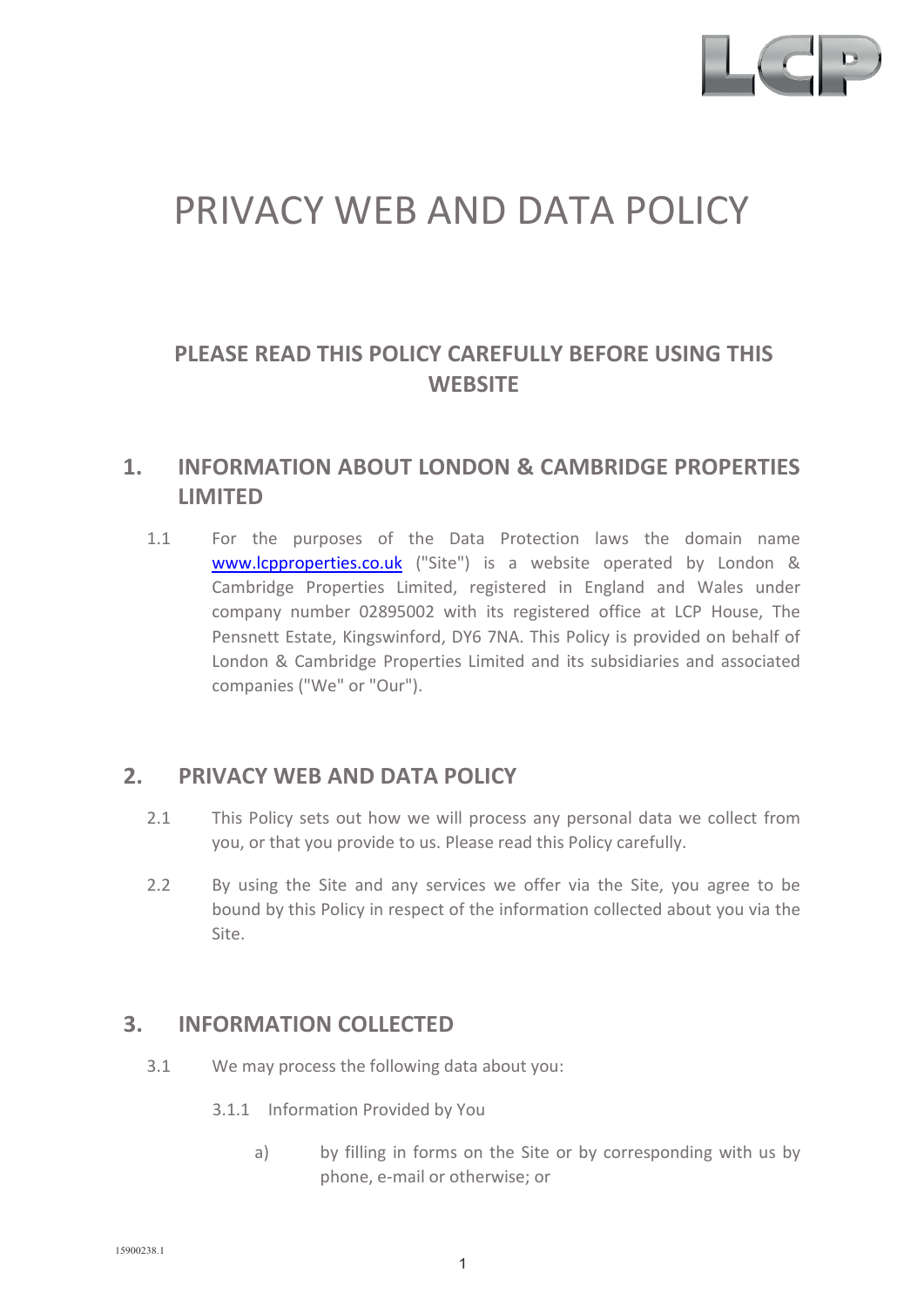# PRIVACY WEB AND DATA POLICY

## PLEASE READ THIS POLICY CAREFULLY BEFORE USING THIS WEBSITE

## 1. INFORMATION ABOUT LONDON & CAMBRIDGE PROPERTIES LIMITED

1.1 For the purposes of the Data Protection laws the domain name www.lcpproperties.co.uk ("Site") is a website operated by London & Cambridge Properties Limited, registered in England and Wales under company number 02895002 with its registered office at LCP House, The Pensnett Estate, Kingswinford, DY6 7NA. This Policy is provided on behalf of London & Cambridge Properties Limited and its subsidiaries and associated companies ("We" or "Our").

## 2. PRIVACY WEB AND DATA POLICY

2.1 This Policy sets out how we will process any personal data we collect from you, or that you provide to us. Please read this Policy carefully.

2.2 By using the Site and any services we offer via the Site, you agree to be bound by this Policy in respect of the information collected about you via the Site.

## 3. INFORMATION COLLECTED

3.1 We may process the following data about you:

3.1.1 Information Provided by You

a) by filling in forms on the Site or by corresponding with us by phone, e-mail or otherwise; or

15900238.1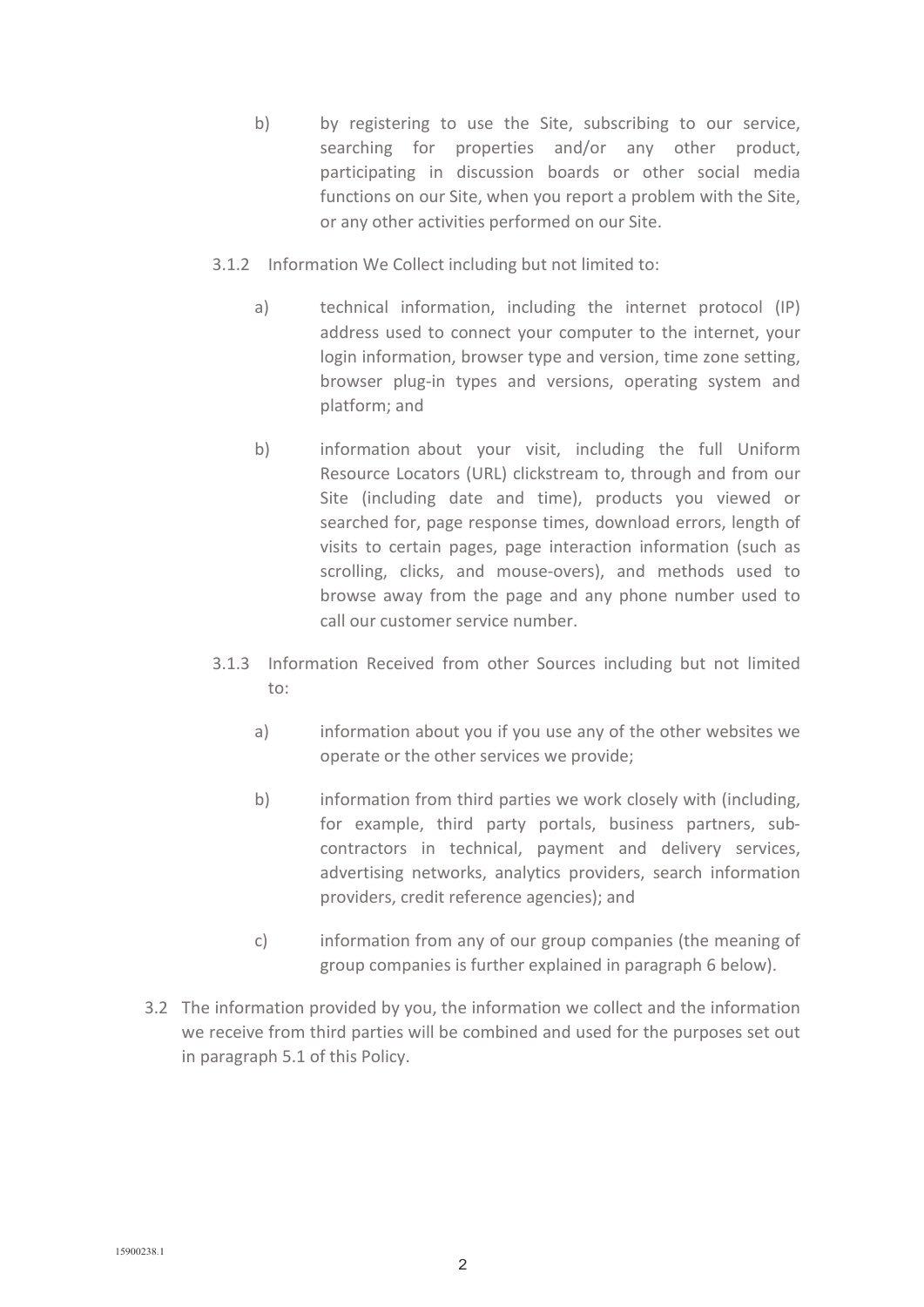b) by registering to use the Site, subscribing to our service, searching for properties and/or any other product, participating in discussion boards or other social media functions on our Site, when you report a problem with the Site, or any other activities performed on our Site.

3.1.2 Information We Collect including but not limited to:

a) technical information, including the internet protocol (IP) address used to connect your computer to the internet, your login information, browser type and version, time zone setting, browser plug-in types and versions, operating system and platform; and

b) information about your visit, including the full Uniform Resource Locators (URL) clickstream to, through and from our Site (including date and time), products you viewed or searched for, page response times, download errors, length of visits to certain pages, page interaction information (such as scrolling, clicks, and mouse-overs), and methods used to browse away from the page and any phone number used to call our customer service number.

3.1.3 Information Received from other Sources including but not limited to:

a) information about you if you use any of the other websites we operate or the other services we provide;

b) information from third parties we work closely with (including, for example, third party portals, business partners, sub-contractors in technical, payment and delivery services, advertising networks, analytics providers, search information providers, credit reference agencies); and

c) information from any of our group companies (the meaning of group companies is further explained in paragraph 6 below).

3.2 The information provided by you, the information we collect and the information we receive from third parties will be combined and used for the purposes set out in paragraph 5.1 of this Policy.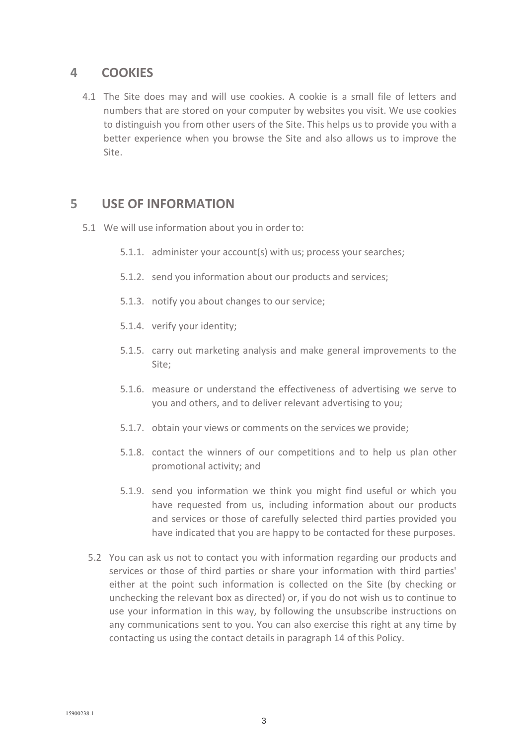## 4 COOKIES

4.1 The Site does may and will use cookies. A cookie is a small file of letters and numbers that are stored on your computer by websites you visit. We use cookies to distinguish you from other users of the Site. This helps us to provide you with a better experience when you browse the Site and also allows us to improve the Site.

## 5 USE OF INFORMATION

5.1 We will use information about you in order to:

5.1.1. administer your account(s) with us; process your searches;

5.1.2. send you information about our products and services;

5.1.3. notify you about changes to our service;

5.1.4. verify your identity;

5.1.5. carry out marketing analysis and make general improvements to the Site;

5.1.6. measure or understand the effectiveness of advertising we serve to you and others, and to deliver relevant advertising to you;

5.1.7. obtain your views or comments on the services we provide;

5.1.8. contact the winners of our competitions and to help us plan other promotional activity; and

5.1.9. send you information we think you might find useful or which you have requested from us, including information about our products and services or those of carefully selected third parties provided you have indicated that you are happy to be contacted for these purposes.

5.2 You can ask us not to contact you with information regarding our products and services or those of third parties or share your information with third parties' either at the point such information is collected on the Site (by checking or unchecking the relevant box as directed) or, if you do not wish us to continue to use your information in this way, by following the unsubscribe instructions on any communications sent to you. You can also exercise this right at any time by contacting us using the contact details in paragraph 14 of this Policy.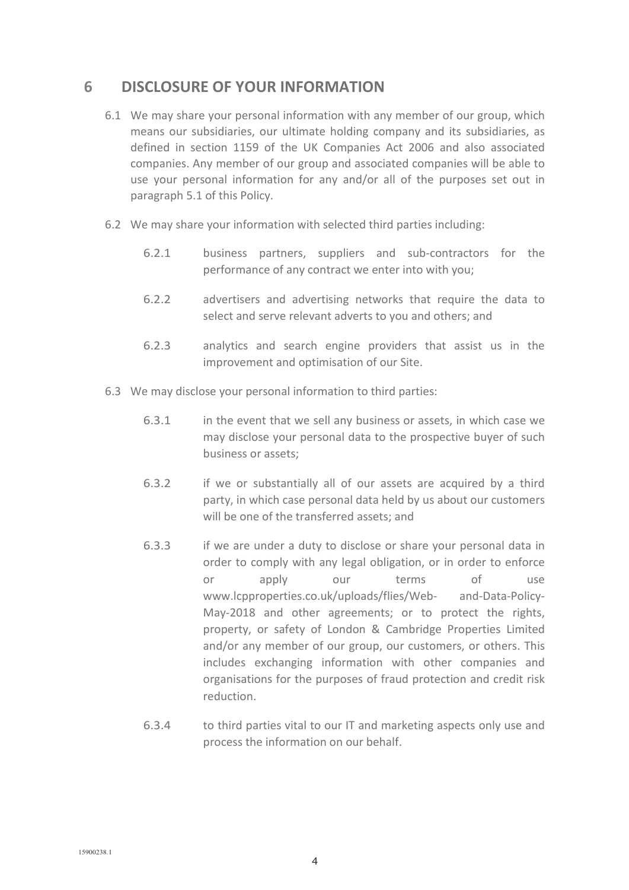## 6 DISCLOSURE OF YOUR INFORMATION

6.1 We may share your personal information with any member of our group, which means our subsidiaries, our ultimate holding company and its subsidiaries, as defined in section 1159 of the UK Companies Act 2006 and also associated companies. Any member of our group and associated companies will be able to use your personal information for any and/or all of the purposes set out in paragraph 5.1 of this Policy.

6.2 We may share your information with selected third parties including:

6.2.1 business partners, suppliers and sub-contractors for the performance of any contract we enter into with you;

6.2.2 advertisers and advertising networks that require the data to select and serve relevant adverts to you and others; and

6.2.3 analytics and search engine providers that assist us in the improvement and optimisation of our Site.

6.3 We may disclose your personal information to third parties:

6.3.1 in the event that we sell any business or assets, in which case we may disclose your personal data to the prospective buyer of such business or assets;

6.3.2 if we or substantially all of our assets are acquired by a third party, in which case personal data held by us about our customers will be one of the transferred assets; and

6.3.3 if we are under a duty to disclose or share your personal data in order to comply with any legal obligation, or in order to enforce or apply our terms of use www.lcpproperties.co.uk/uploads/flies/Web- and-Data-Policy-May-2018 and other agreements; or to protect the rights, property, or safety of London & Cambridge Properties Limited and/or any member of our group, our customers, or others. This includes exchanging information with other companies and organisations for the purposes of fraud protection and credit risk reduction.

6.3.4 to third parties vital to our IT and marketing aspects only use and process the information on our behalf.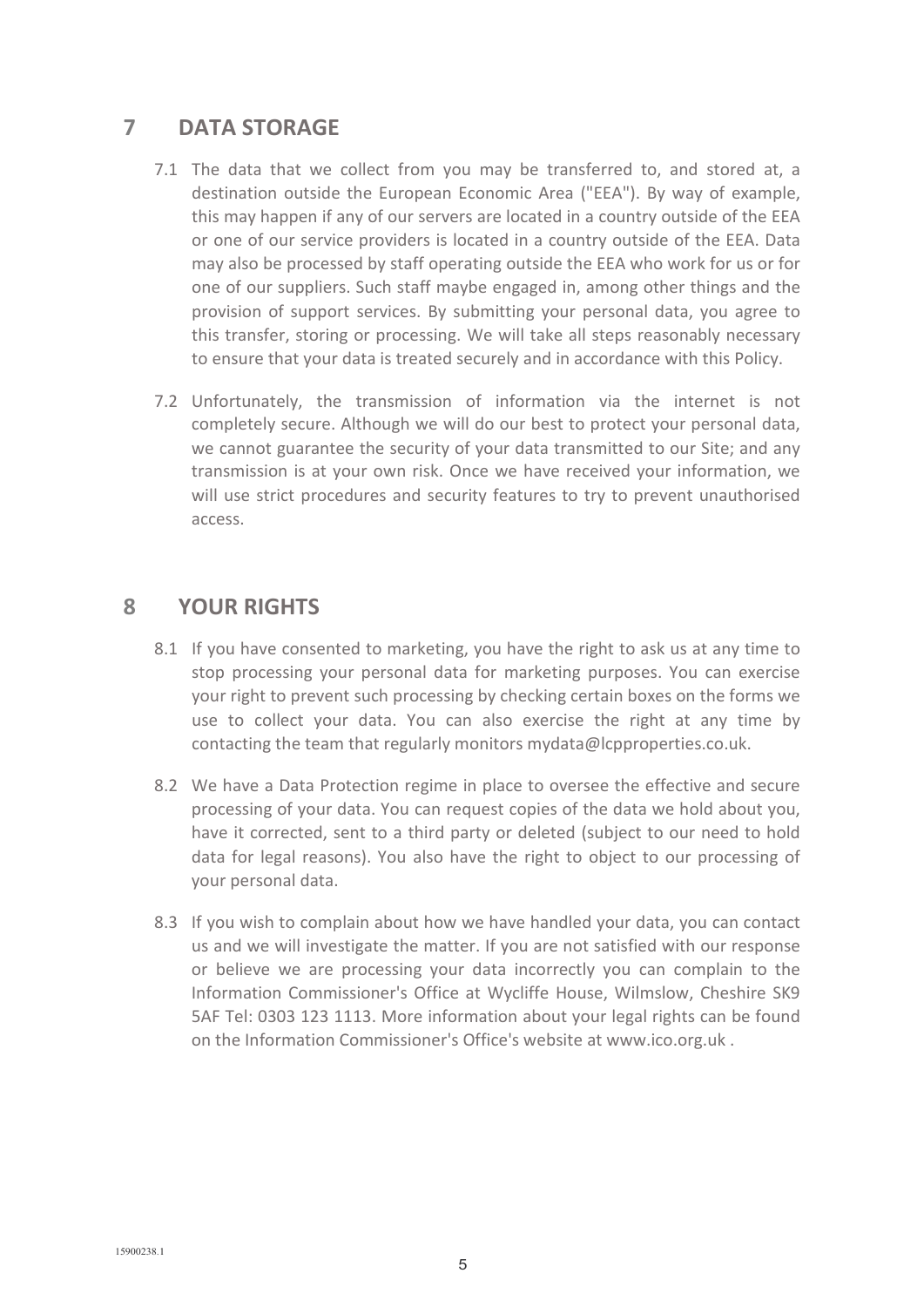## 7 DATA STORAGE

7.1 The data that we collect from you may be transferred to, and stored at, a destination outside the European Economic Area ("EEA"). By way of example, this may happen if any of our servers are located in a country outside of the EEA or one of our service providers is located in a country outside of the EEA. Data may also be processed by staff operating outside the EEA who work for us or for one of our suppliers. Such staff maybe engaged in, among other things and the provision of support services. By submitting your personal data, you agree to this transfer, storing or processing. We will take all steps reasonably necessary to ensure that your data is treated securely and in accordance with this Policy.

7.2 Unfortunately, the transmission of information via the internet is not completely secure. Although we will do our best to protect your personal data, we cannot guarantee the security of your data transmitted to our Site; and any transmission is at your own risk. Once we have received your information, we will use strict procedures and security features to try to prevent unauthorised access.

## 8 YOUR RIGHTS

8.1 If you have consented to marketing, you have the right to ask us at any time to stop processing your personal data for marketing purposes. You can exercise your right to prevent such processing by checking certain boxes on the forms we use to collect your data. You can also exercise the right at any time by contacting the team that regularly monitors mydata@lcpproperties.co.uk.

8.2 We have a Data Protection regime in place to oversee the effective and secure processing of your data. You can request copies of the data we hold about you, have it corrected, sent to a third party or deleted (subject to our need to hold data for legal reasons). You also have the right to object to our processing of your personal data.

8.3 If you wish to complain about how we have handled your data, you can contact us and we will investigate the matter. If you are not satisfied with our response or believe we are processing your data incorrectly you can complain to the Information Commissioner's Office at Wycliffe House, Wilmslow, Cheshire SK9 5AF Tel: 0303 123 1113. More information about your legal rights can be found on the Information Commissioner's Office's website at www.ico.org.uk .

15900238.1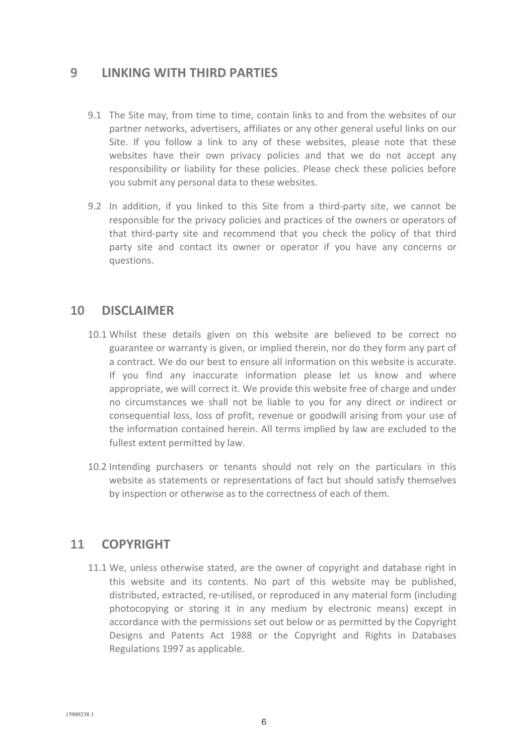## 9 LINKING WITH THIRD PARTIES

9.1 The Site may, from time to time, contain links to and from the websites of our partner networks, advertisers, affiliates or any other general useful links on our Site. If you follow a link to any of these websites, please note that these websites have their own privacy policies and that we do not accept any responsibility or liability for these policies. Please check these policies before you submit any personal data to these websites.

9.2 In addition, if you linked to this Site from a third-party site, we cannot be responsible for the privacy policies and practices of the owners or operators of that third-party site and recommend that you check the policy of that third party site and contact its owner or operator if you have any concerns or questions.

## 10 DISCLAIMER

10.1 Whilst these details given on this website are believed to be correct no guarantee or warranty is given, or implied therein, nor do they form any part of a contract. We do our best to ensure all information on this website is accurate. If you find any inaccurate information please let us know and where appropriate, we will correct it. We provide this website free of charge and under no circumstances we shall not be liable to you for any direct or indirect or consequential loss, loss of profit, revenue or goodwill arising from your use of the information contained herein. All terms implied by law are excluded to the fullest extent permitted by law.

10.2 Intending purchasers or tenants should not rely on the particulars in this website as statements or representations of fact but should satisfy themselves by inspection or otherwise as to the correctness of each of them.

## 11 COPYRIGHT

11.1 We, unless otherwise stated, are the owner of copyright and database right in this website and its contents. No part of this website may be published, distributed, extracted, re-utilised, or reproduced in any material form (including photocopying or storing it in any medium by electronic means) except in accordance with the permissions set out below or as permitted by the Copyright Designs and Patents Act 1988 or the Copyright and Rights in Databases Regulations 1997 as applicable.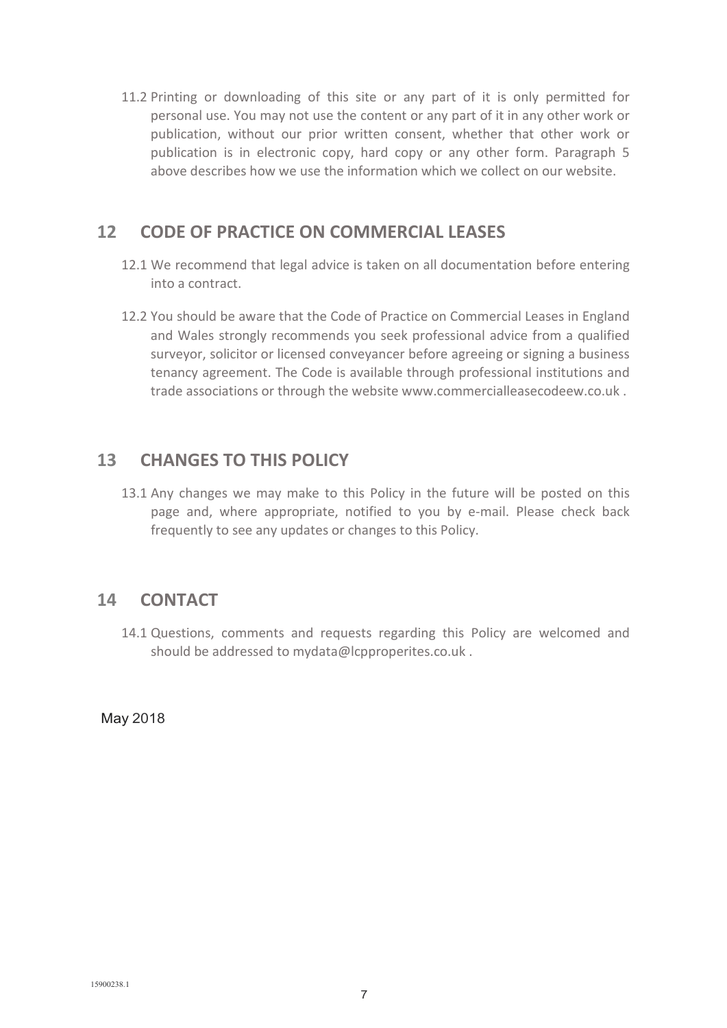11.2 Printing or downloading of this site or any part of it is only permitted for personal use. You may not use the content or any part of it in any other work or publication, without our prior written consent, whether that other work or publication is in electronic copy, hard copy or any other form. Paragraph 5 above describes how we use the information which we collect on our website.

## 12 CODE OF PRACTICE ON COMMERCIAL LEASES

12.1 We recommend that legal advice is taken on all documentation before entering into a contract.

12.2 You should be aware that the Code of Practice on Commercial Leases in England and Wales strongly recommends you seek professional advice from a qualified surveyor, solicitor or licensed conveyancer before agreeing or signing a business tenancy agreement. The Code is available through professional institutions and trade associations or through the website www.commercialleasecodeew.co.uk .

## 13 CHANGES TO THIS POLICY

13.1 Any changes we may make to this Policy in the future will be posted on this page and, where appropriate, notified to you by e-mail. Please check back frequently to see any updates or changes to this Policy.

## 14 CONTACT

14.1 Questions, comments and requests regarding this Policy are welcomed and should be addressed to mydata@lcpproperites.co.uk .

May 2018

15900238.1